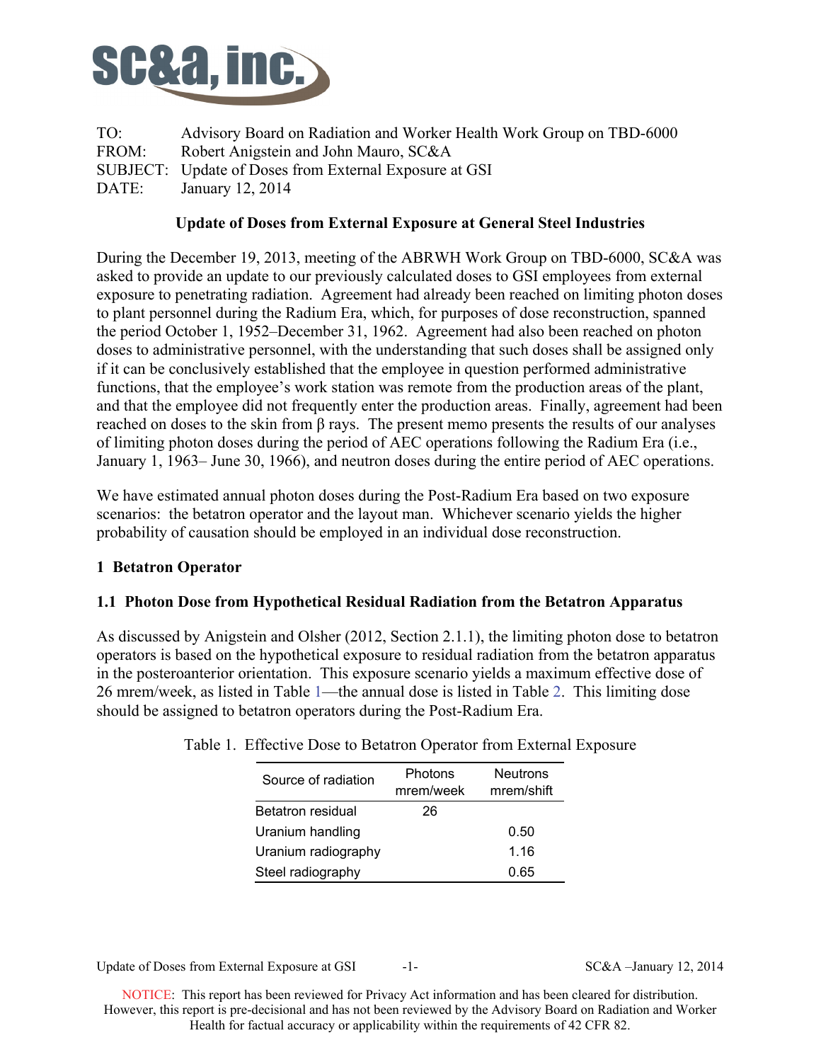SC&A, inc.

TO: Advisory Board on Radiation and Worker Health Work Group on TBD-6000
FROM: Robert Anigstein and John Mauro, SC&A
SUBJECT: Update of Doses from External Exposure at GSI
DATE: January 12, 2014

**Update of Doses from External Exposure at General Steel Industries**

During the December 19, 2013, meeting of the ABRWH Work Group on TBD-6000, SC&A was asked to provide an update to our previously calculated doses to GSI employees from external exposure to penetrating radiation. Agreement had already been reached on limiting photon doses to plant personnel during the Radium Era, which, for purposes of dose reconstruction, spanned the period October 1, 1952–December 31, 1962. Agreement had also been reached on photon doses to administrative personnel, with the understanding that such doses shall be assigned only if it can be conclusively established that the employee in question performed administrative functions, that the employee's work station was remote from the production areas of the plant, and that the employee did not frequently enter the production areas. Finally, agreement had been reached on doses to the skin from β rays. The present memo presents the results of our analyses of limiting photon doses during the period of AEC operations following the Radium Era (i.e., January 1, 1963– June 30, 1966), and neutron doses during the entire period of AEC operations.

We have estimated annual photon doses during the Post-Radium Era based on two exposure scenarios: the betatron operator and the layout man. Whichever scenario yields the higher probability of causation should be employed in an individual dose reconstruction.

## 1 Betatron Operator

### 1.1 Photon Dose from Hypothetical Residual Radiation from the Betatron Apparatus

As discussed by Anigstein and Olsher (2012, Section 2.1.1), the limiting photon dose to betatron operators is based on the hypothetical exposure to residual radiation from the betatron apparatus in the posteroanterior orientation. This exposure scenario yields a maximum effective dose of 26 mrem/week, as listed in Table 1—the annual dose is listed in Table 2. This limiting dose should be assigned to betatron operators during the Post-Radium Era.

Table 1. Effective Dose to Betatron Operator from External Exposure

| Source of radiation | Photons mrem/week | Neutrons mrem/shift |
|---|---|---|
| Betatron residual | 26 | |
| Uranium handling | | 0.50 |
| Uranium radiography | | 1.16 |
| Steel radiography | | 0.65 |

NOTICE: This report has been reviewed for Privacy Act information and has been cleared for distribution. However, this report is pre-decisional and has not been reviewed by the Advisory Board on Radiation and Worker Health for factual accuracy or applicability within the requirements of 42 CFR 82.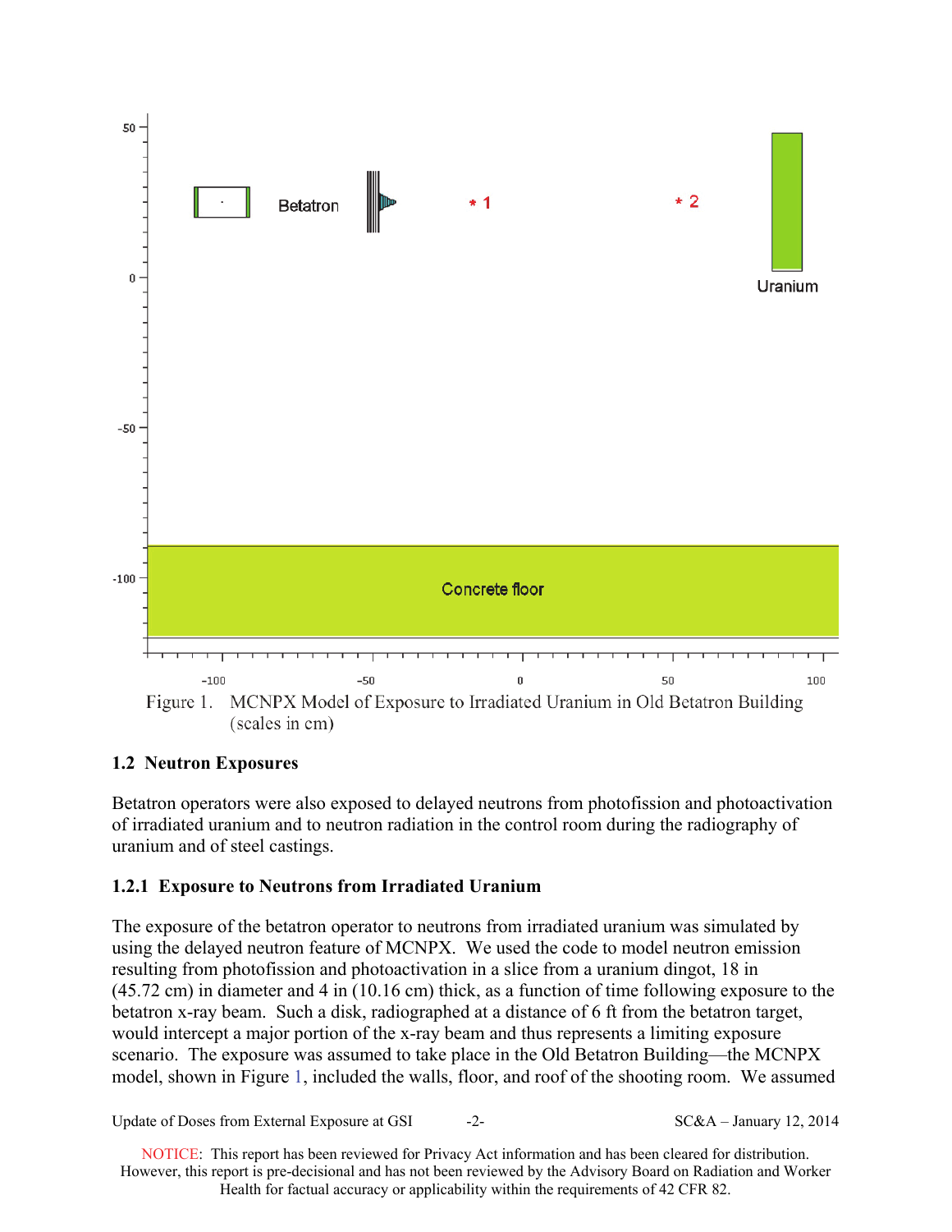Figure 1. MCNPX Model of Exposure to Irradiated Uranium in Old Betatron Building (scales in cm)

### 1.2 Neutron Exposures

Betatron operators were also exposed to delayed neutrons from photofission and photoactivation of irradiated uranium and to neutron radiation in the control room during the radiography of uranium and of steel castings.

#### 1.2.1 Exposure to Neutrons from Irradiated Uranium

The exposure of the betatron operator to neutrons from irradiated uranium was simulated by using the delayed neutron feature of MCNPX. We used the code to model neutron emission resulting from photofission and photoactivation in a slice from a uranium dingot, 18 in (45.72 cm) in diameter and 4 in (10.16 cm) thick, as a function of time following exposure to the betatron x-ray beam. Such a disk, radiographed at a distance of 6 ft from the betatron target, would intercept a major portion of the x-ray beam and thus represents a limiting exposure scenario. The exposure was assumed to take place in the Old Betatron Building—the MCNPX model, shown in Figure 1, included the walls, floor, and roof of the shooting room. We assumed

NOTICE: This report has been reviewed for Privacy Act information and has been cleared for distribution. However, this report is pre-decisional and has not been reviewed by the Advisory Board on Radiation and Worker Health for factual accuracy or applicability within the requirements of 42 CFR 82.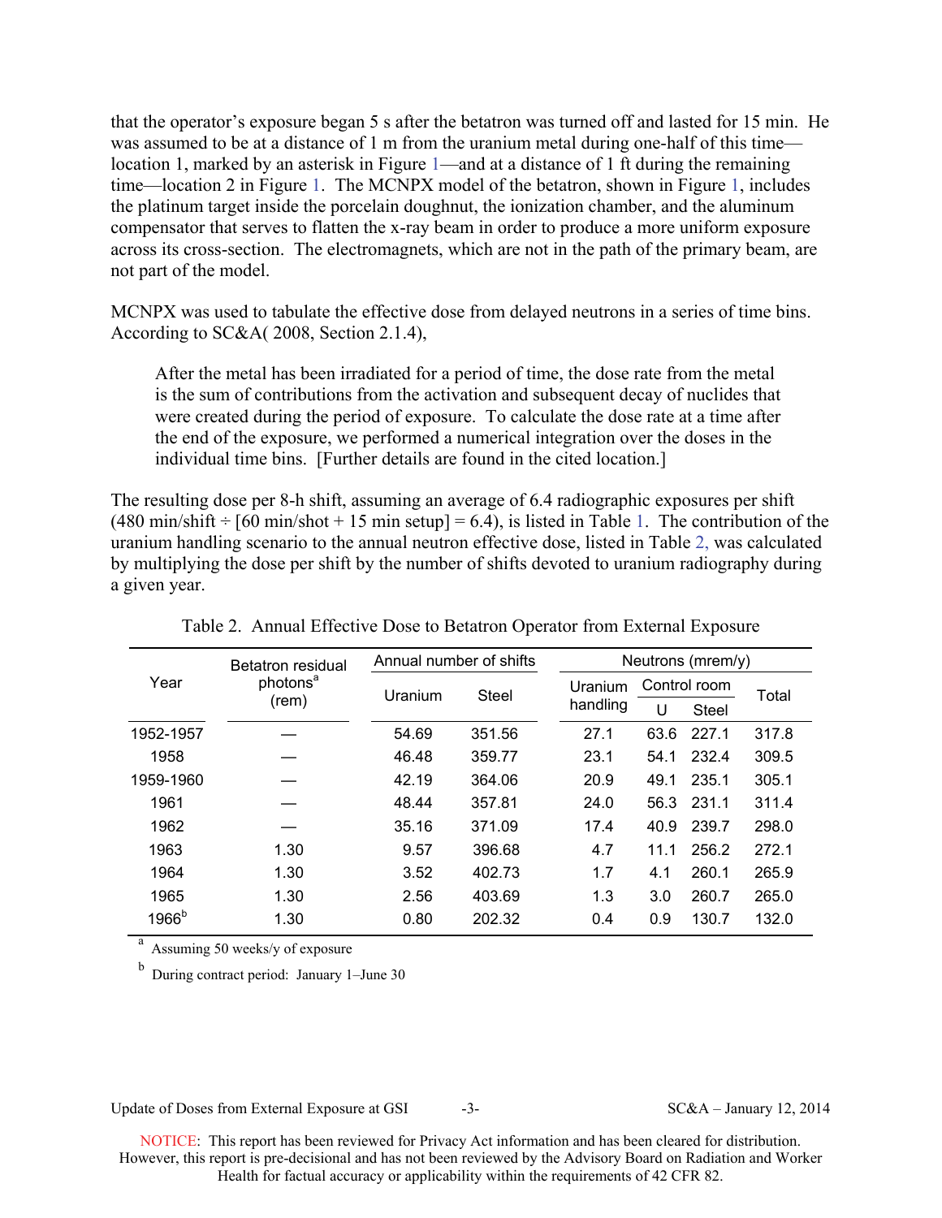that the operator's exposure began 5 s after the betatron was turned off and lasted for 15 min. He was assumed to be at a distance of 1 m from the uranium metal during one-half of this time—location 1, marked by an asterisk in Figure 1—and at a distance of 1 ft during the remaining time—location 2 in Figure 1. The MCNPX model of the betatron, shown in Figure 1, includes the platinum target inside the porcelain doughnut, the ionization chamber, and the aluminum compensator that serves to flatten the x-ray beam in order to produce a more uniform exposure across its cross-section. The electromagnets, which are not in the path of the primary beam, are not part of the model.

MCNPX was used to tabulate the effective dose from delayed neutrons in a series of time bins. According to SC&A( 2008, Section 2.1.4),

> After the metal has been irradiated for a period of time, the dose rate from the metal is the sum of contributions from the activation and subsequent decay of nuclides that were created during the period of exposure. To calculate the dose rate at a time after the end of the exposure, we performed a numerical integration over the doses in the individual time bins. [Further details are found in the cited location.]

The resulting dose per 8-h shift, assuming an average of 6.4 radiographic exposures per shift (480 min/shift ÷ [60 min/shot + 15 min setup] = 6.4), is listed in Table 1. The contribution of the uranium handling scenario to the annual neutron effective dose, listed in Table 2, was calculated by multiplying the dose per shift by the number of shifts devoted to uranium radiography during a given year.

Table 2. Annual Effective Dose to Betatron Operator from External Exposure

| Year | Betatron residual photons[a] (rem) | Annual number of shifts | | Neutrons (mrem/y) | | | |
|---|---|---|---|---|---|---|---|
| | | Uranium | Steel | Uranium handling | Control room | | Total |
| | | | | | U | Steel | |
| 1952-1957 | — | 54.69 | 351.56 | 27.1 | 63.6 | 227.1 | 317.8 |
| 1958 | — | 46.48 | 359.77 | 23.1 | 54.1 | 232.4 | 309.5 |
| 1959-1960 | — | 42.19 | 364.06 | 20.9 | 49.1 | 235.1 | 305.1 |
| 1961 | — | 48.44 | 357.81 | 24.0 | 56.3 | 231.1 | 311.4 |
| 1962 | — | 35.16 | 371.09 | 17.4 | 40.9 | 239.7 | 298.0 |
| 1963 | 1.30 | 9.57 | 396.68 | 4.7 | 11.1 | 256.2 | 272.1 |
| 1964 | 1.30 | 3.52 | 402.73 | 1.7 | 4.1 | 260.1 | 265.9 |
| 1965 | 1.30 | 2.56 | 403.69 | 1.3 | 3.0 | 260.7 | 265.0 |
| 1966[b] | 1.30 | 0.80 | 202.32 | 0.4 | 0.9 | 130.7 | 132.0 |

[a] Assuming 50 weeks/y of exposure

[b] During contract period: January 1–June 30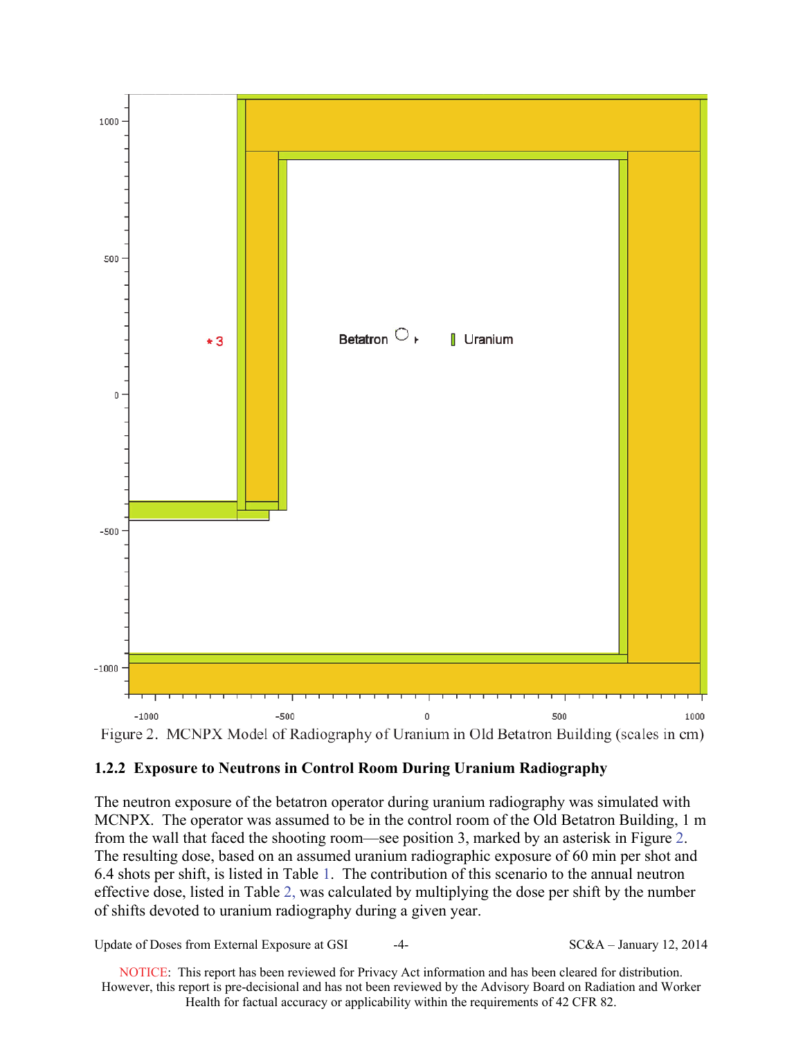Figure 2. MCNPX Model of Radiography of Uranium in Old Betatron Building (scales in cm)

### 1.2.2 Exposure to Neutrons in Control Room During Uranium Radiography

The neutron exposure of the betatron operator during uranium radiography was simulated with MCNPX. The operator was assumed to be in the control room of the Old Betatron Building, 1 m from the wall that faced the shooting room—see position 3, marked by an asterisk in Figure 2. The resulting dose, based on an assumed uranium radiographic exposure of 60 min per shot and 6.4 shots per shift, is listed in Table 1. The contribution of this scenario to the annual neutron effective dose, listed in Table 2, was calculated by multiplying the dose per shift by the number of shifts devoted to uranium radiography during a given year.

NOTICE: This report has been reviewed for Privacy Act information and has been cleared for distribution. However, this report is pre-decisional and has not been reviewed by the Advisory Board on Radiation and Worker Health for factual accuracy or applicability within the requirements of 42 CFR 82.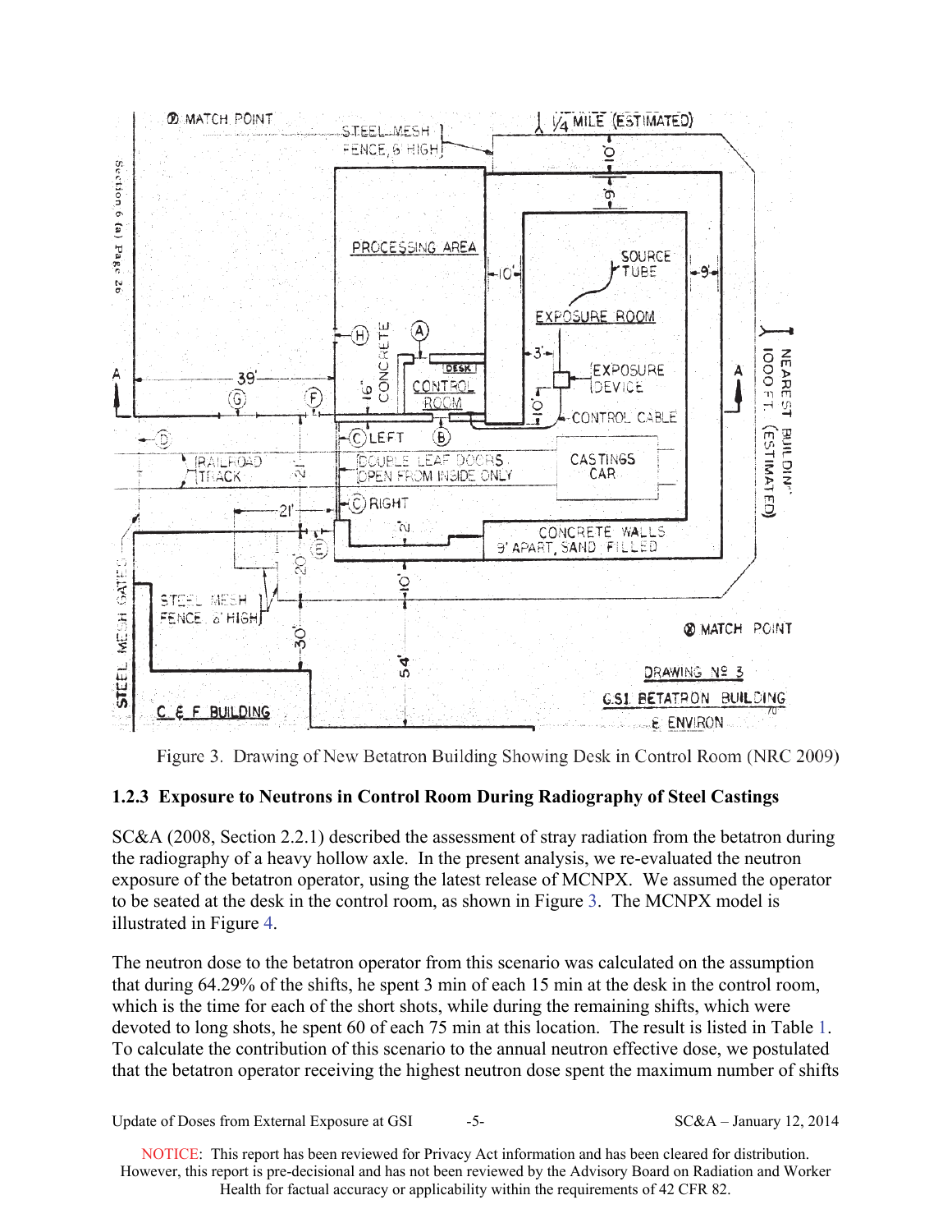Figure 3. Drawing of New Betatron Building Showing Desk in Control Room (NRC 2009)

### 1.2.3 Exposure to Neutrons in Control Room During Radiography of Steel Castings

SC&A (2008, Section 2.2.1) described the assessment of stray radiation from the betatron during the radiography of a heavy hollow axle. In the present analysis, we re-evaluated the neutron exposure of the betatron operator, using the latest release of MCNPX. We assumed the operator to be seated at the desk in the control room, as shown in Figure 3. The MCNPX model is illustrated in Figure 4.

The neutron dose to the betatron operator from this scenario was calculated on the assumption that during 64.29% of the shifts, he spent 3 min of each 15 min at the desk in the control room, which is the time for each of the short shots, while during the remaining shifts, which were devoted to long shots, he spent 60 of each 75 min at this location. The result is listed in Table 1. To calculate the contribution of this scenario to the annual neutron effective dose, we postulated that the betatron operator receiving the highest neutron dose spent the maximum number of shifts

NOTICE: This report has been reviewed for Privacy Act information and has been cleared for distribution. However, this report is pre-decisional and has not been reviewed by the Advisory Board on Radiation and Worker Health for factual accuracy or applicability within the requirements of 42 CFR 82.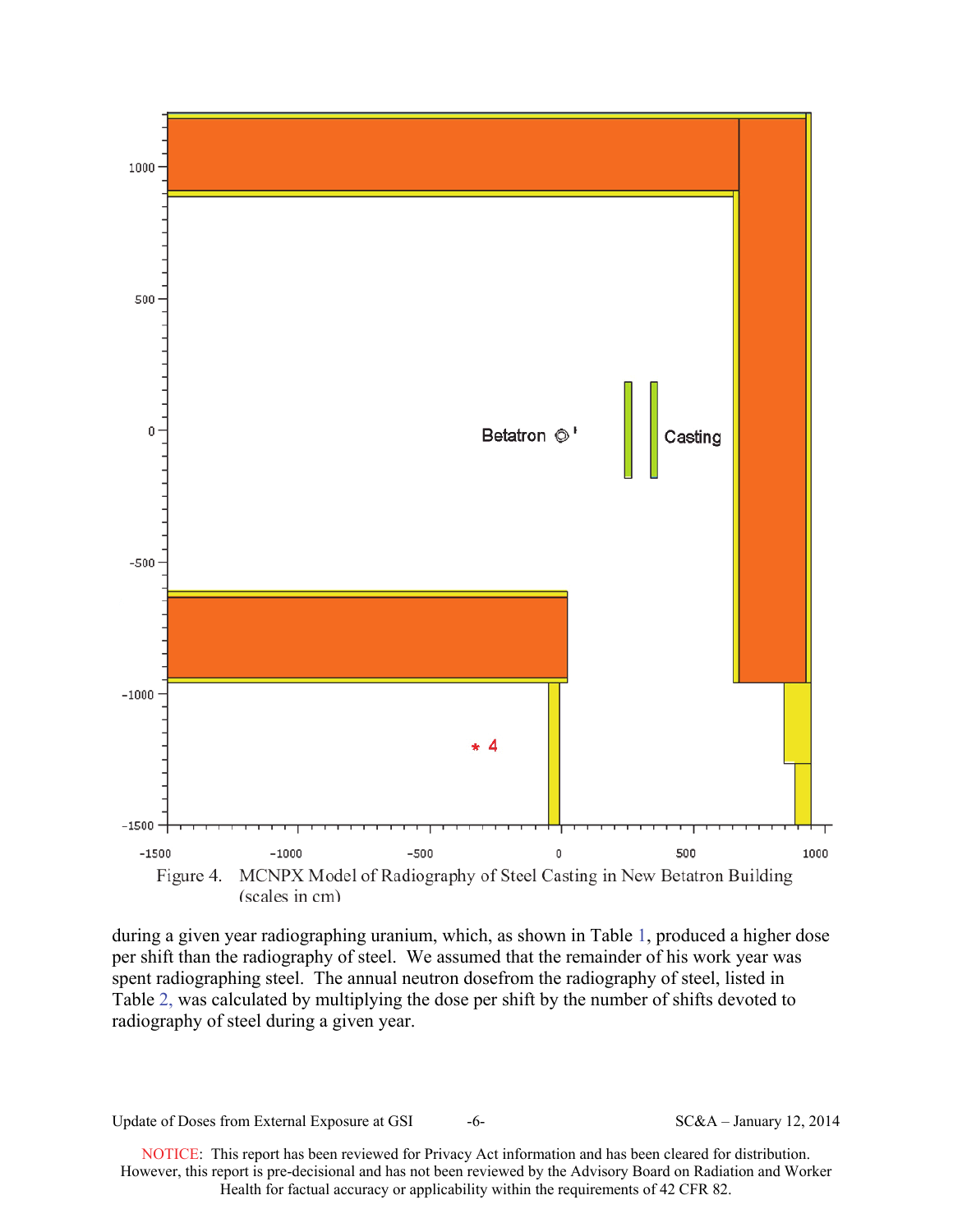Figure 4. MCNPX Model of Radiography of Steel Casting in New Betatron Building (scales in cm)

during a given year radiographing uranium, which, as shown in Table 1, produced a higher dose per shift than the radiography of steel. We assumed that the remainder of his work year was spent radiographing steel. The annual neutron dosefrom the radiography of steel, listed in Table 2, was calculated by multiplying the dose per shift by the number of shifts devoted to radiography of steel during a given year.

NOTICE: This report has been reviewed for Privacy Act information and has been cleared for distribution. However, this report is pre-decisional and has not been reviewed by the Advisory Board on Radiation and Worker Health for factual accuracy or applicability within the requirements of 42 CFR 82.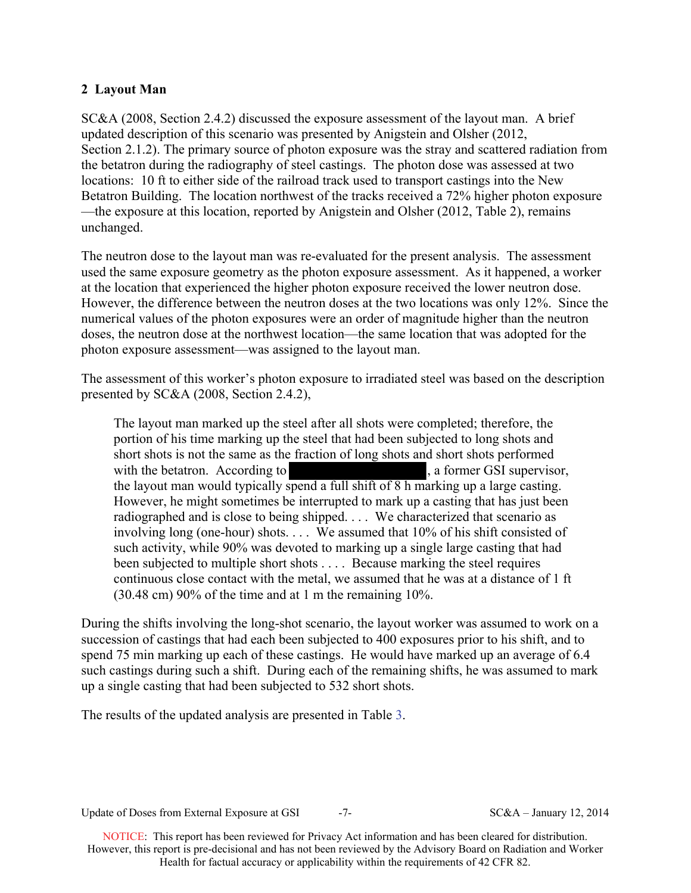## 2 Layout Man

SC&A (2008, Section 2.4.2) discussed the exposure assessment of the layout man. A brief updated description of this scenario was presented by Anigstein and Olsher (2012, Section 2.1.2). The primary source of photon exposure was the stray and scattered radiation from the betatron during the radiography of steel castings. The photon dose was assessed at two locations: 10 ft to either side of the railroad track used to transport castings into the New Betatron Building. The location northwest of the tracks received a 72% higher photon exposure—the exposure at this location, reported by Anigstein and Olsher (2012, Table 2), remains unchanged.

The neutron dose to the layout man was re-evaluated for the present analysis. The assessment used the same exposure geometry as the photon exposure assessment. As it happened, a worker at the location that experienced the higher photon exposure received the lower neutron dose. However, the difference between the neutron doses at the two locations was only 12%. Since the numerical values of the photon exposures were an order of magnitude higher than the neutron doses, the neutron dose at the northwest location—the same location that was adopted for the photon exposure assessment—was assigned to the layout man.

The assessment of this worker's photon exposure to irradiated steel was based on the description presented by SC&A (2008, Section 2.4.2),

> The layout man marked up the steel after all shots were completed; therefore, the portion of his time marking up the steel that had been subjected to long shots and short shots is not the same as the fraction of long shots and short shots performed with the betatron. According to [REDACTED], a former GSI supervisor, the layout man would typically spend a full shift of 8 h marking up a large casting. However, he might sometimes be interrupted to mark up a casting that has just been radiographed and is close to being shipped. . . . We characterized that scenario as involving long (one-hour) shots. . . . We assumed that 10% of his shift consisted of such activity, while 90% was devoted to marking up a single large casting that had been subjected to multiple short shots . . . . Because marking the steel requires continuous close contact with the metal, we assumed that he was at a distance of 1 ft (30.48 cm) 90% of the time and at 1 m the remaining 10%.

During the shifts involving the long-shot scenario, the layout worker was assumed to work on a succession of castings that had each been subjected to 400 exposures prior to his shift, and to spend 75 min marking up each of these castings. He would have marked up an average of 6.4 such castings during such a shift. During each of the remaining shifts, he was assumed to mark up a single casting that had been subjected to 532 short shots.

The results of the updated analysis are presented in Table 3.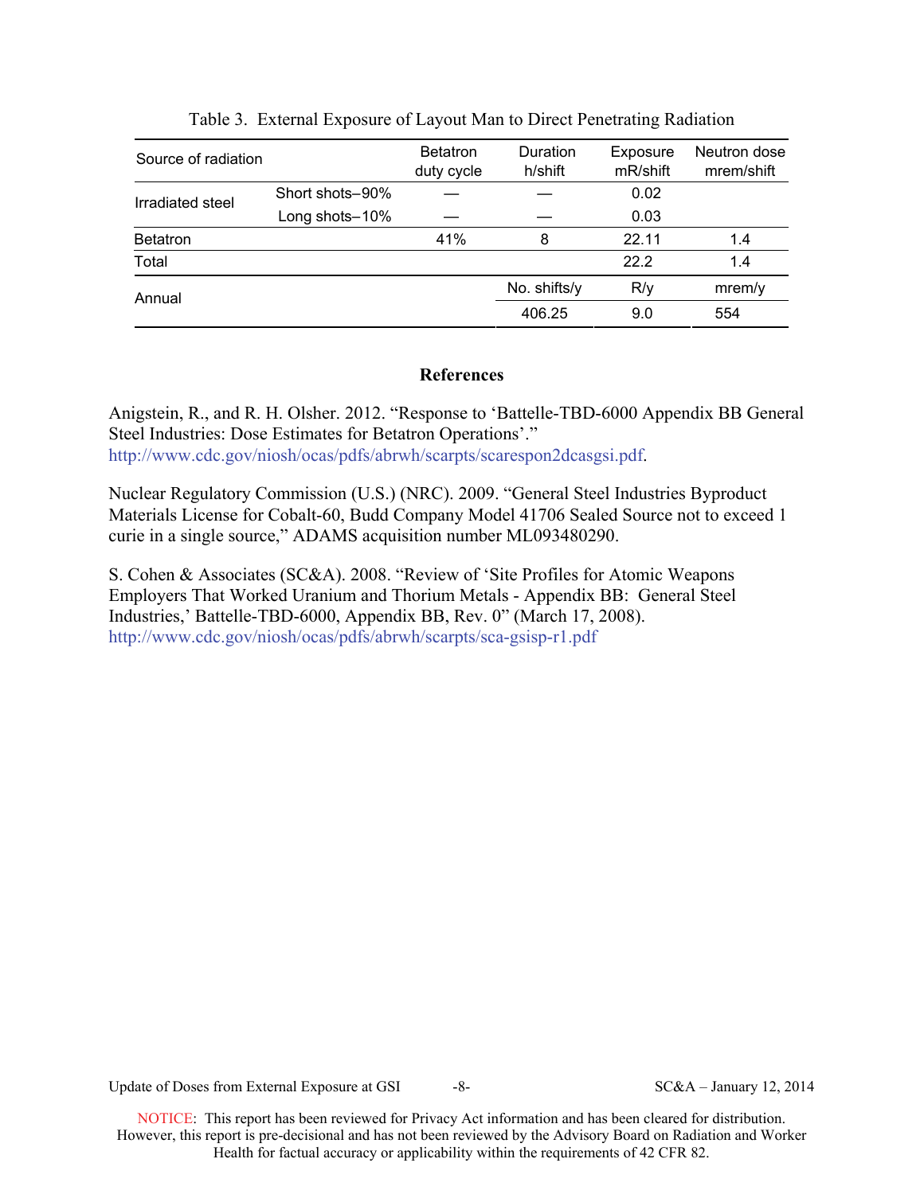Table 3. External Exposure of Layout Man to Direct Penetrating Radiation

| Source of radiation | | Betatron duty cycle | Duration h/shift | Exposure mR/shift | Neutron dose mrem/shift |
|---|---|---|---|---|---|
| Irradiated steel | Short shots–90% | — | — | 0.02 | |
| | Long shots–10% | — | — | 0.03 | |
| Betatron | | 41% | 8 | 22.11 | 1.4 |
| Total | | | | 22.2 | 1.4 |
| Annual | | | No. shifts/y | R/y | mrem/y |
| | | | 406.25 | 9.0 | 554 |

## References

Anigstein, R., and R. H. Olsher. 2012. "Response to 'Battelle-TBD-6000 Appendix BB General Steel Industries: Dose Estimates for Betatron Operations'." http://www.cdc.gov/niosh/ocas/pdfs/abrwh/scarpts/scarespon2dcasgsi.pdf.

Nuclear Regulatory Commission (U.S.) (NRC). 2009. "General Steel Industries Byproduct Materials License for Cobalt-60, Budd Company Model 41706 Sealed Source not to exceed 1 curie in a single source," ADAMS acquisition number ML093480290.

S. Cohen & Associates (SC&A). 2008. "Review of 'Site Profiles for Atomic Weapons Employers That Worked Uranium and Thorium Metals - Appendix BB: General Steel Industries,' Battelle-TBD-6000, Appendix BB, Rev. 0" (March 17, 2008). http://www.cdc.gov/niosh/ocas/pdfs/abrwh/scarpts/sca-gsisp-r1.pdf

NOTICE: This report has been reviewed for Privacy Act information and has been cleared for distribution. However, this report is pre-decisional and has not been reviewed by the Advisory Board on Radiation and Worker Health for factual accuracy or applicability within the requirements of 42 CFR 82.